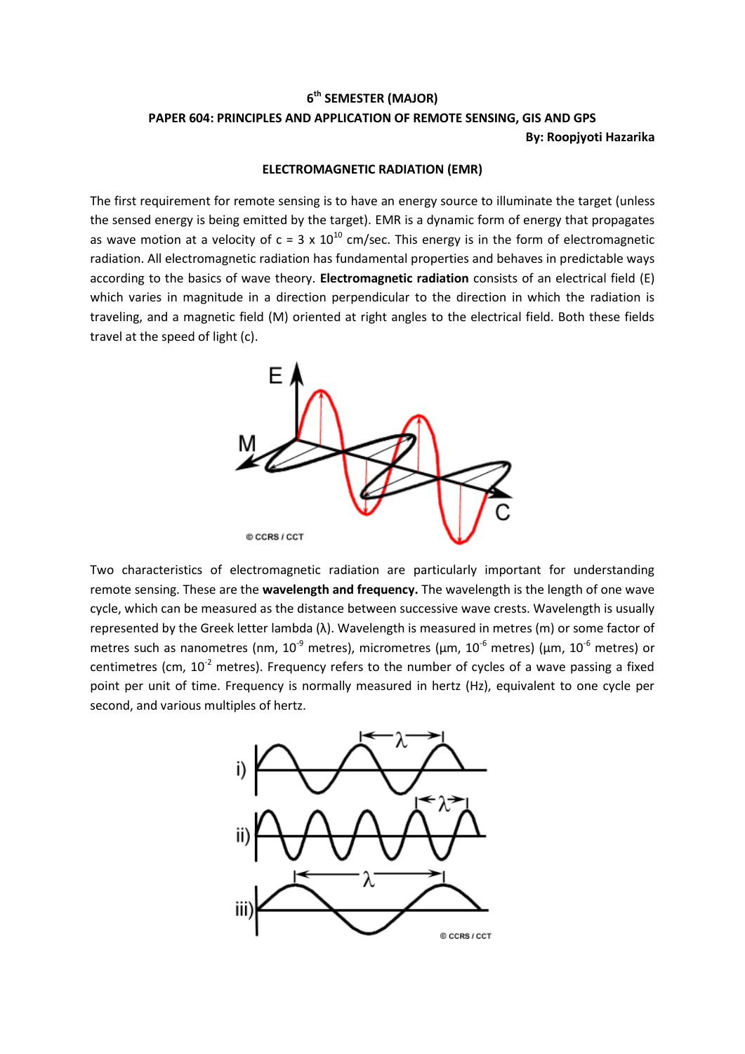**$6^{th}$ SEMESTER (MAJOR)**

**PAPER 604: PRINCIPLES AND APPLICATION OF REMOTE SENSING, GIS AND GPS**

**By: Roopjyoti Hazarika**

## ELECTROMAGNETIC RADIATION (EMR)

The first requirement for remote sensing is to have an energy source to illuminate the target (unless the sensed energy is being emitted by the target). EMR is a dynamic form of energy that propagates as wave motion at a velocity of $c = 3 \times 10^{10}$ cm/sec. This energy is in the form of electromagnetic radiation. All electromagnetic radiation has fundamental properties and behaves in predictable ways according to the basics of wave theory. **Electromagnetic radiation** consists of an electrical field (E) which varies in magnitude in a direction perpendicular to the direction in which the radiation is traveling, and a magnetic field (M) oriented at right angles to the electrical field. Both these fields travel at the speed of light (c).

Two characteristics of electromagnetic radiation are particularly important for understanding remote sensing. These are the **wavelength and frequency.** The wavelength is the length of one wave cycle, which can be measured as the distance between successive wave crests. Wavelength is usually represented by the Greek letter lambda (λ). Wavelength is measured in metres (m) or some factor of metres such as nanometres (nm, $10^{-9}$ metres), micrometres (μm, $10^{-6}$ metres) (μm, $10^{-6}$ metres) or centimetres (cm, $10^{-2}$ metres). Frequency refers to the number of cycles of a wave passing a fixed point per unit of time. Frequency is normally measured in hertz (Hz), equivalent to one cycle per second, and various multiples of hertz.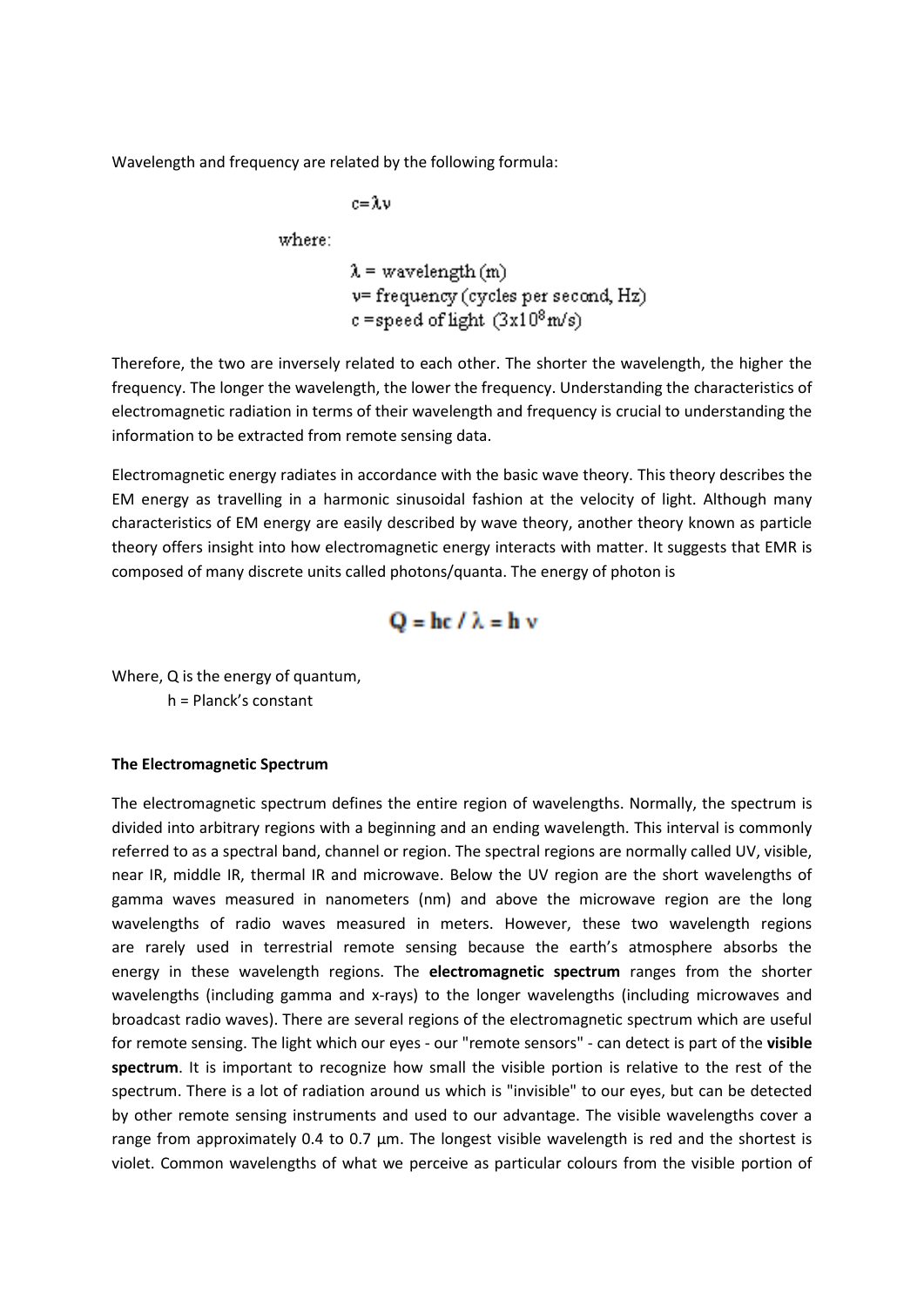Wavelength and frequency are related by the following formula:

$$c = \lambda \nu$$

where:

$\lambda$ = wavelength (m)
$\nu$ = frequency (cycles per second, Hz)
$c$ = speed of light ($3\times10^8$ m/s)

Therefore, the two are inversely related to each other. The shorter the wavelength, the higher the frequency. The longer the wavelength, the lower the frequency. Understanding the characteristics of electromagnetic radiation in terms of their wavelength and frequency is crucial to understanding the information to be extracted from remote sensing data.

Electromagnetic energy radiates in accordance with the basic wave theory. This theory describes the EM energy as travelling in a harmonic sinusoidal fashion at the velocity of light. Although many characteristics of EM energy are easily described by wave theory, another theory known as particle theory offers insight into how electromagnetic energy interacts with matter. It suggests that EMR is composed of many discrete units called photons/quanta. The energy of photon is

$$Q = hc / \lambda = h \nu$$

Where, Q is the energy of quantum,
h = Planck's constant

**The Electromagnetic Spectrum**

The electromagnetic spectrum defines the entire region of wavelengths. Normally, the spectrum is divided into arbitrary regions with a beginning and an ending wavelength. This interval is commonly referred to as a spectral band, channel or region. The spectral regions are normally called UV, visible, near IR, middle IR, thermal IR and microwave. Below the UV region are the short wavelengths of gamma waves measured in nanometers (nm) and above the microwave region are the long wavelengths of radio waves measured in meters. However, these two wavelength regions are rarely used in terrestrial remote sensing because the earth's atmosphere absorbs the energy in these wavelength regions. The **electromagnetic spectrum** ranges from the shorter wavelengths (including gamma and x-rays) to the longer wavelengths (including microwaves and broadcast radio waves). There are several regions of the electromagnetic spectrum which are useful for remote sensing. The light which our eyes - our "remote sensors" - can detect is part of the **visible spectrum**. It is important to recognize how small the visible portion is relative to the rest of the spectrum. There is a lot of radiation around us which is "invisible" to our eyes, but can be detected by other remote sensing instruments and used to our advantage. The visible wavelengths cover a range from approximately 0.4 to 0.7 µm. The longest visible wavelength is red and the shortest is violet. Common wavelengths of what we perceive as particular colours from the visible portion of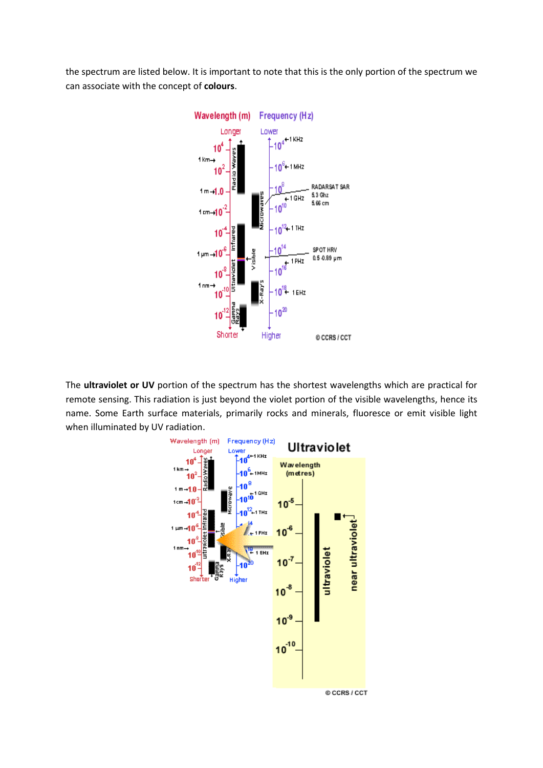the spectrum are listed below. It is important to note that this is the only portion of the spectrum we can associate with the concept of **colours**.

The **ultraviolet or UV** portion of the spectrum has the shortest wavelengths which are practical for remote sensing. This radiation is just beyond the violet portion of the visible wavelengths, hence its name. Some Earth surface materials, primarily rocks and minerals, fluoresce or emit visible light when illuminated by UV radiation.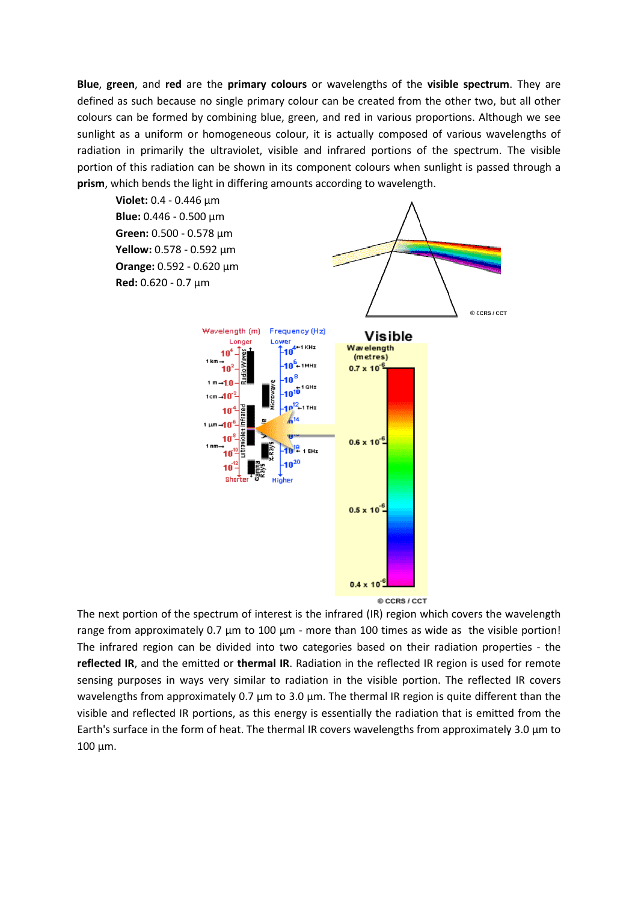**Blue**, **green**, and **red** are the **primary colours** or wavelengths of the **visible spectrum**. They are defined as such because no single primary colour can be created from the other two, but all other colours can be formed by combining blue, green, and red in various proportions. Although we see sunlight as a uniform or homogeneous colour, it is actually composed of various wavelengths of radiation in primarily the ultraviolet, visible and infrared portions of the spectrum. The visible portion of this radiation can be shown in its component colours when sunlight is passed through a **prism**, which bends the light in differing amounts according to wavelength.

- **Violet:** 0.4 - 0.446 µm
- **Blue:** 0.446 - 0.500 µm
- **Green:** 0.500 - 0.578 µm
- **Yellow:** 0.578 - 0.592 µm
- **Orange:** 0.592 - 0.620 µm
- **Red:** 0.620 - 0.7 µm

The next portion of the spectrum of interest is the infrared (IR) region which covers the wavelength range from approximately 0.7 µm to 100 µm - more than 100 times as wide as the visible portion! The infrared region can be divided into two categories based on their radiation properties - the **reflected IR**, and the emitted or **thermal IR**. Radiation in the reflected IR region is used for remote sensing purposes in ways very similar to radiation in the visible portion. The reflected IR covers wavelengths from approximately 0.7 µm to 3.0 µm. The thermal IR region is quite different than the visible and reflected IR portions, as this energy is essentially the radiation that is emitted from the Earth's surface in the form of heat. The thermal IR covers wavelengths from approximately 3.0 µm to 100 µm.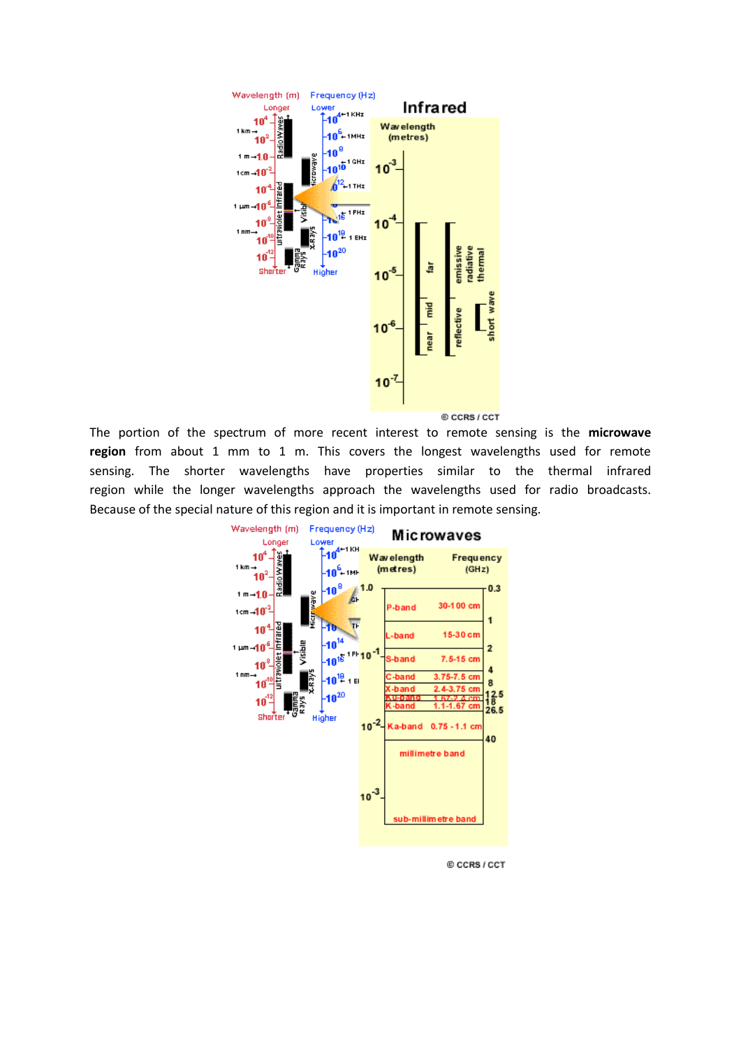The portion of the spectrum of more recent interest to remote sensing is the **microwave region** from about 1 mm to 1 m. This covers the longest wavelengths used for remote sensing. The shorter wavelengths have properties similar to the thermal infrared region while the longer wavelengths approach the wavelengths used for radio broadcasts. Because of the special nature of this region and it is important in remote sensing.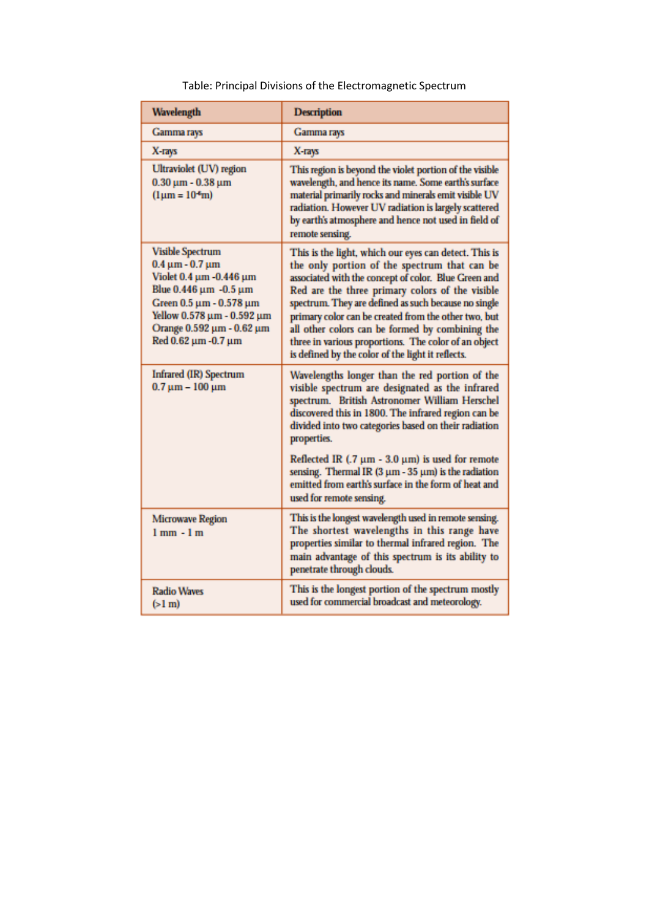Table: Principal Divisions of the Electromagnetic Spectrum

| Wavelength | Description |
|---|---|
| Gamma rays | Gamma rays |
| X-rays | X-rays |
| Ultraviolet (UV) region<br>0.30 µm - 0.38 µm<br>(1µm = $10^{-6}$m) | This region is beyond the violet portion of the visible wavelength, and hence its name. Some earth's surface material primarily rocks and minerals emit visible UV radiation. However UV radiation is largely scattered by earth's atmosphere and hence not used in field of remote sensing. |
| Visible Spectrum<br>0.4 µm - 0.7 µm<br>Violet 0.4 µm -0.446 µm<br>Blue 0.446 µm -0.5 µm<br>Green 0.5 µm - 0.578 µm<br>Yellow 0.578 µm - 0.592 µm<br>Orange 0.592 µm - 0.62 µm<br>Red 0.62 µm -0.7 µm | This is the light, which our eyes can detect. This is the only portion of the spectrum that can be associated with the concept of color. Blue Green and Red are the three primary colors of the visible spectrum. They are defined as such because no single primary color can be created from the other two, but all other colors can be formed by combining the three in various proportions. The color of an object is defined by the color of the light it reflects. |
| Infrared (IR) Spectrum<br>0.7 µm – 100 µm | Wavelengths longer than the red portion of the visible spectrum are designated as the infrared spectrum. British Astronomer William Herschel discovered this in 1800. The infrared region can be divided into two categories based on their radiation properties.<br><br>Reflected IR (.7 µm - 3.0 µm) is used for remote sensing. Thermal IR (3 µm - 35 µm) is the radiation emitted from earth's surface in the form of heat and used for remote sensing. |
| Microwave Region<br>1 mm - 1 m | This is the longest wavelength used in remote sensing. The shortest wavelengths in this range have properties similar to thermal infrared region. The main advantage of this spectrum is its ability to penetrate through clouds. |
| Radio Waves<br>(>1 m) | This is the longest portion of the spectrum mostly used for commercial broadcast and meteorology. |